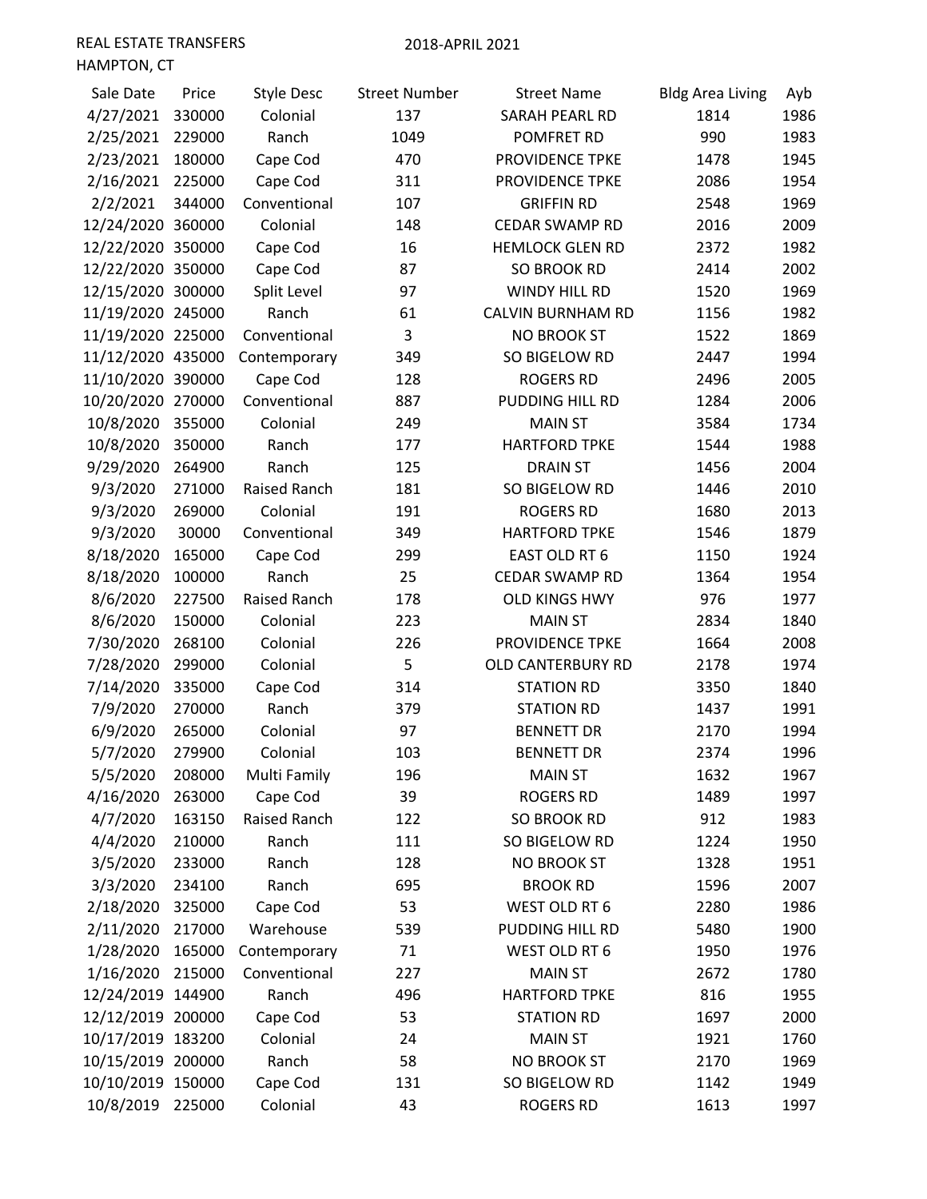REAL ESTATE TRANSFERS 2018-APRIL 2021

HAMPTON, CT

| Sale Date | Price | Style Desc | Street Number | Street Name | Bldg Area Living | Ayb |
|---|---|---|---|---|---|---|
| 4/27/2021 | 330000 | Colonial | 137 | SARAH PEARL RD | 1814 | 1986 |
| 2/25/2021 | 229000 | Ranch | 1049 | POMFRET RD | 990 | 1983 |
| 2/23/2021 | 180000 | Cape Cod | 470 | PROVIDENCE TPKE | 1478 | 1945 |
| 2/16/2021 | 225000 | Cape Cod | 311 | PROVIDENCE TPKE | 2086 | 1954 |
| 2/2/2021 | 344000 | Conventional | 107 | GRIFFIN RD | 2548 | 1969 |
| 12/24/2020 | 360000 | Colonial | 148 | CEDAR SWAMP RD | 2016 | 2009 |
| 12/22/2020 | 350000 | Cape Cod | 16 | HEMLOCK GLEN RD | 2372 | 1982 |
| 12/22/2020 | 350000 | Cape Cod | 87 | SO BROOK RD | 2414 | 2002 |
| 12/15/2020 | 300000 | Split Level | 97 | WINDY HILL RD | 1520 | 1969 |
| 11/19/2020 | 245000 | Ranch | 61 | CALVIN BURNHAM RD | 1156 | 1982 |
| 11/19/2020 | 225000 | Conventional | 3 | NO BROOK ST | 1522 | 1869 |
| 11/12/2020 | 435000 | Contemporary | 349 | SO BIGELOW RD | 2447 | 1994 |
| 11/10/2020 | 390000 | Cape Cod | 128 | ROGERS RD | 2496 | 2005 |
| 10/20/2020 | 270000 | Conventional | 887 | PUDDING HILL RD | 1284 | 2006 |
| 10/8/2020 | 355000 | Colonial | 249 | MAIN ST | 3584 | 1734 |
| 10/8/2020 | 350000 | Ranch | 177 | HARTFORD TPKE | 1544 | 1988 |
| 9/29/2020 | 264900 | Ranch | 125 | DRAIN ST | 1456 | 2004 |
| 9/3/2020 | 271000 | Raised Ranch | 181 | SO BIGELOW RD | 1446 | 2010 |
| 9/3/2020 | 269000 | Colonial | 191 | ROGERS RD | 1680 | 2013 |
| 9/3/2020 | 30000 | Conventional | 349 | HARTFORD TPKE | 1546 | 1879 |
| 8/18/2020 | 165000 | Cape Cod | 299 | EAST OLD RT 6 | 1150 | 1924 |
| 8/18/2020 | 100000 | Ranch | 25 | CEDAR SWAMP RD | 1364 | 1954 |
| 8/6/2020 | 227500 | Raised Ranch | 178 | OLD KINGS HWY | 976 | 1977 |
| 8/6/2020 | 150000 | Colonial | 223 | MAIN ST | 2834 | 1840 |
| 7/30/2020 | 268100 | Colonial | 226 | PROVIDENCE TPKE | 1664 | 2008 |
| 7/28/2020 | 299000 | Colonial | 5 | OLD CANTERBURY RD | 2178 | 1974 |
| 7/14/2020 | 335000 | Cape Cod | 314 | STATION RD | 3350 | 1840 |
| 7/9/2020 | 270000 | Ranch | 379 | STATION RD | 1437 | 1991 |
| 6/9/2020 | 265000 | Colonial | 97 | BENNETT DR | 2170 | 1994 |
| 5/7/2020 | 279900 | Colonial | 103 | BENNETT DR | 2374 | 1996 |
| 5/5/2020 | 208000 | Multi Family | 196 | MAIN ST | 1632 | 1967 |
| 4/16/2020 | 263000 | Cape Cod | 39 | ROGERS RD | 1489 | 1997 |
| 4/7/2020 | 163150 | Raised Ranch | 122 | SO BROOK RD | 912 | 1983 |
| 4/4/2020 | 210000 | Ranch | 111 | SO BIGELOW RD | 1224 | 1950 |
| 3/5/2020 | 233000 | Ranch | 128 | NO BROOK ST | 1328 | 1951 |
| 3/3/2020 | 234100 | Ranch | 695 | BROOK RD | 1596 | 2007 |
| 2/18/2020 | 325000 | Cape Cod | 53 | WEST OLD RT 6 | 2280 | 1986 |
| 2/11/2020 | 217000 | Warehouse | 539 | PUDDING HILL RD | 5480 | 1900 |
| 1/28/2020 | 165000 | Contemporary | 71 | WEST OLD RT 6 | 1950 | 1976 |
| 1/16/2020 | 215000 | Conventional | 227 | MAIN ST | 2672 | 1780 |
| 12/24/2019 | 144900 | Ranch | 496 | HARTFORD TPKE | 816 | 1955 |
| 12/12/2019 | 200000 | Cape Cod | 53 | STATION RD | 1697 | 2000 |
| 10/17/2019 | 183200 | Colonial | 24 | MAIN ST | 1921 | 1760 |
| 10/15/2019 | 200000 | Ranch | 58 | NO BROOK ST | 2170 | 1969 |
| 10/10/2019 | 150000 | Cape Cod | 131 | SO BIGELOW RD | 1142 | 1949 |
| 10/8/2019 | 225000 | Colonial | 43 | ROGERS RD | 1613 | 1997 |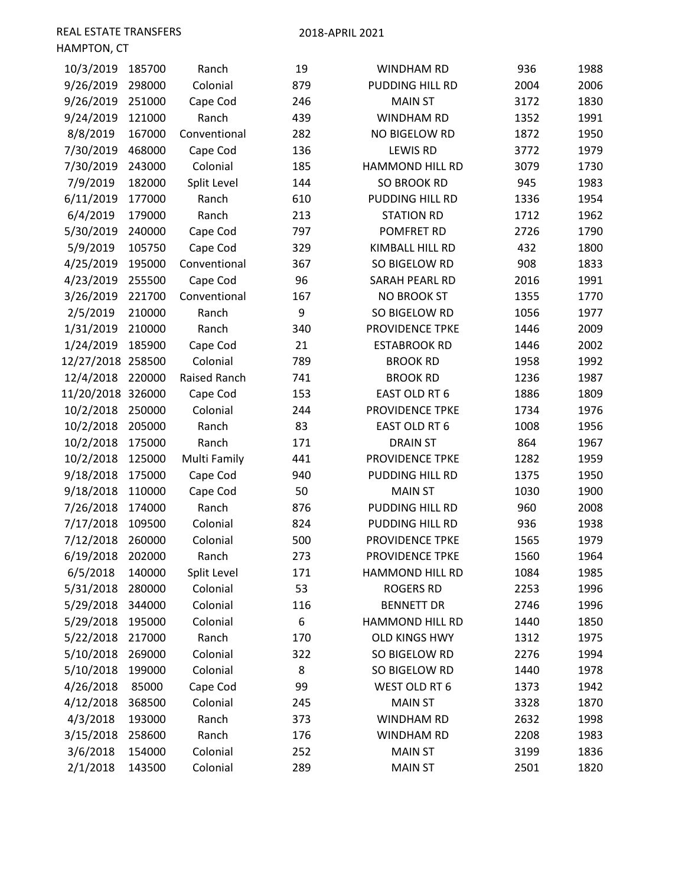REAL ESTATE TRANSFERS 2018-APRIL 2021

HAMPTON, CT

| | | | | | | |
|---|---|---|---|---|---|---|
| 10/3/2019 | 185700 | Ranch | 19 | WINDHAM RD | 936 | 1988 |
| 9/26/2019 | 298000 | Colonial | 879 | PUDDING HILL RD | 2004 | 2006 |
| 9/26/2019 | 251000 | Cape Cod | 246 | MAIN ST | 3172 | 1830 |
| 9/24/2019 | 121000 | Ranch | 439 | WINDHAM RD | 1352 | 1991 |
| 8/8/2019 | 167000 | Conventional | 282 | NO BIGELOW RD | 1872 | 1950 |
| 7/30/2019 | 468000 | Cape Cod | 136 | LEWIS RD | 3772 | 1979 |
| 7/30/2019 | 243000 | Colonial | 185 | HAMMOND HILL RD | 3079 | 1730 |
| 7/9/2019 | 182000 | Split Level | 144 | SO BROOK RD | 945 | 1983 |
| 6/11/2019 | 177000 | Ranch | 610 | PUDDING HILL RD | 1336 | 1954 |
| 6/4/2019 | 179000 | Ranch | 213 | STATION RD | 1712 | 1962 |
| 5/30/2019 | 240000 | Cape Cod | 797 | POMFRET RD | 2726 | 1790 |
| 5/9/2019 | 105750 | Cape Cod | 329 | KIMBALL HILL RD | 432 | 1800 |
| 4/25/2019 | 195000 | Conventional | 367 | SO BIGELOW RD | 908 | 1833 |
| 4/23/2019 | 255500 | Cape Cod | 96 | SARAH PEARL RD | 2016 | 1991 |
| 3/26/2019 | 221700 | Conventional | 167 | NO BROOK ST | 1355 | 1770 |
| 2/5/2019 | 210000 | Ranch | 9 | SO BIGELOW RD | 1056 | 1977 |
| 1/31/2019 | 210000 | Ranch | 340 | PROVIDENCE TPKE | 1446 | 2009 |
| 1/24/2019 | 185900 | Cape Cod | 21 | ESTABROOK RD | 1446 | 2002 |
| 12/27/2018 | 258500 | Colonial | 789 | BROOK RD | 1958 | 1992 |
| 12/4/2018 | 220000 | Raised Ranch | 741 | BROOK RD | 1236 | 1987 |
| 11/20/2018 | 326000 | Cape Cod | 153 | EAST OLD RT 6 | 1886 | 1809 |
| 10/2/2018 | 250000 | Colonial | 244 | PROVIDENCE TPKE | 1734 | 1976 |
| 10/2/2018 | 205000 | Ranch | 83 | EAST OLD RT 6 | 1008 | 1956 |
| 10/2/2018 | 175000 | Ranch | 171 | DRAIN ST | 864 | 1967 |
| 10/2/2018 | 125000 | Multi Family | 441 | PROVIDENCE TPKE | 1282 | 1959 |
| 9/18/2018 | 175000 | Cape Cod | 940 | PUDDING HILL RD | 1375 | 1950 |
| 9/18/2018 | 110000 | Cape Cod | 50 | MAIN ST | 1030 | 1900 |
| 7/26/2018 | 174000 | Ranch | 876 | PUDDING HILL RD | 960 | 2008 |
| 7/17/2018 | 109500 | Colonial | 824 | PUDDING HILL RD | 936 | 1938 |
| 7/12/2018 | 260000 | Colonial | 500 | PROVIDENCE TPKE | 1565 | 1979 |
| 6/19/2018 | 202000 | Ranch | 273 | PROVIDENCE TPKE | 1560 | 1964 |
| 6/5/2018 | 140000 | Split Level | 171 | HAMMOND HILL RD | 1084 | 1985 |
| 5/31/2018 | 280000 | Colonial | 53 | ROGERS RD | 2253 | 1996 |
| 5/29/2018 | 344000 | Colonial | 116 | BENNETT DR | 2746 | 1996 |
| 5/29/2018 | 195000 | Colonial | 6 | HAMMOND HILL RD | 1440 | 1850 |
| 5/22/2018 | 217000 | Ranch | 170 | OLD KINGS HWY | 1312 | 1975 |
| 5/10/2018 | 269000 | Colonial | 322 | SO BIGELOW RD | 2276 | 1994 |
| 5/10/2018 | 199000 | Colonial | 8 | SO BIGELOW RD | 1440 | 1978 |
| 4/26/2018 | 85000 | Cape Cod | 99 | WEST OLD RT 6 | 1373 | 1942 |
| 4/12/2018 | 368500 | Colonial | 245 | MAIN ST | 3328 | 1870 |
| 4/3/2018 | 193000 | Ranch | 373 | WINDHAM RD | 2632 | 1998 |
| 3/15/2018 | 258600 | Ranch | 176 | WINDHAM RD | 2208 | 1983 |
| 3/6/2018 | 154000 | Colonial | 252 | MAIN ST | 3199 | 1836 |
| 2/1/2018 | 143500 | Colonial | 289 | MAIN ST | 2501 | 1820 |